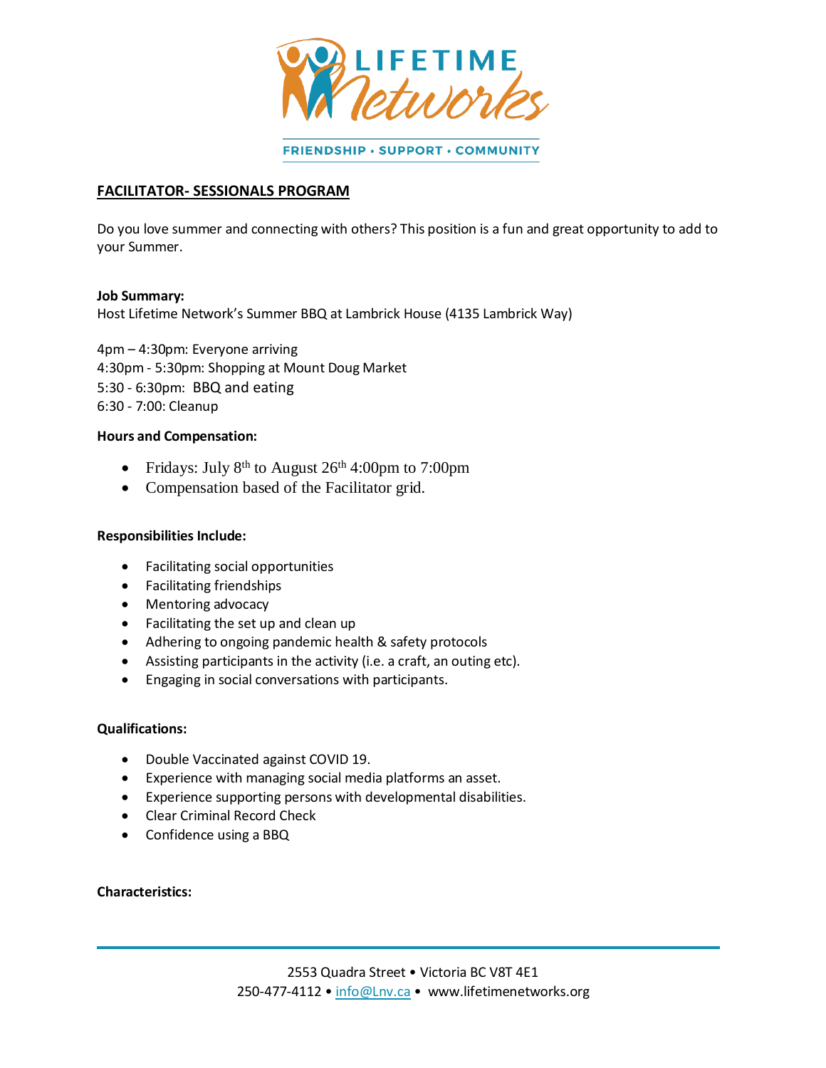LIFETIME Networks

FRIENDSHIP • SUPPORT • COMMUNITY

## FACILITATOR- SESSIONALS PROGRAM

Do you love summer and connecting with others? This position is a fun and great opportunity to add to your Summer.

**Job Summary:**
Host Lifetime Network's Summer BBQ at Lambrick House (4135 Lambrick Way)

4pm – 4:30pm: Everyone arriving
4:30pm - 5:30pm: Shopping at Mount Doug Market
5:30 - 6:30pm: BBQ and eating
6:30 - 7:00: Cleanup

**Hours and Compensation:**

- Fridays: July 8th to August 26th 4:00pm to 7:00pm
- Compensation based of the Facilitator grid.

**Responsibilities Include:**

- Facilitating social opportunities
- Facilitating friendships
- Mentoring advocacy
- Facilitating the set up and clean up
- Adhering to ongoing pandemic health & safety protocols
- Assisting participants in the activity (i.e. a craft, an outing etc).
- Engaging in social conversations with participants.

**Qualifications:**

- Double Vaccinated against COVID 19.
- Experience with managing social media platforms an asset.
- Experience supporting persons with developmental disabilities.
- Clear Criminal Record Check
- Confidence using a BBQ

**Characteristics:**

2553 Quadra Street • Victoria BC V8T 4E1
250-477-4112 • info@Lnv.ca • www.lifetimenetworks.org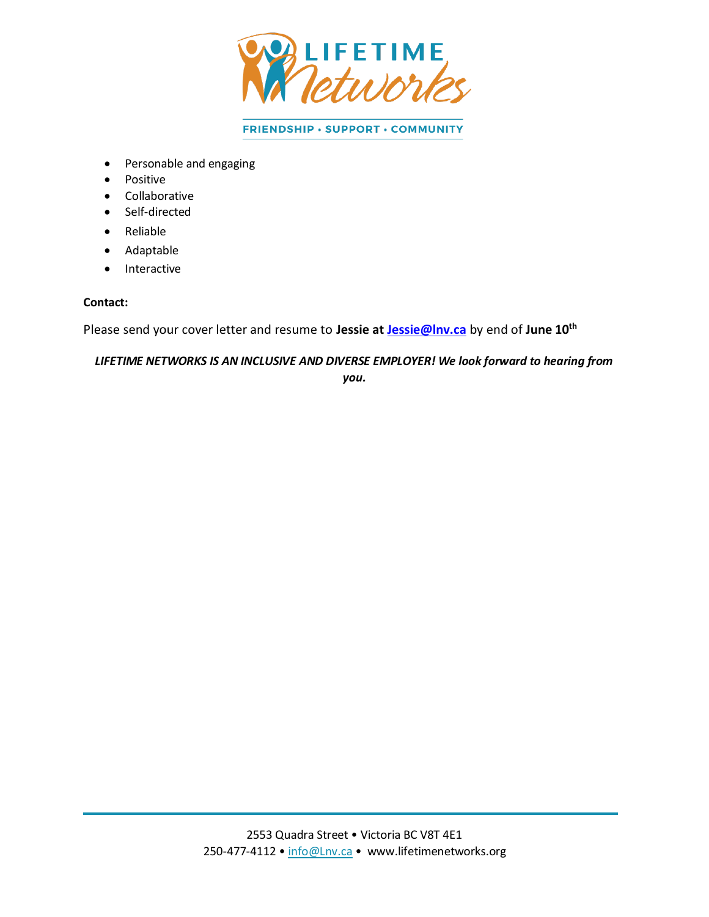- Personable and engaging
- Positive
- Collaborative
- Self-directed
- Reliable
- Adaptable
- Interactive

**Contact:**

Please send your cover letter and resume to **Jessie at [Jessie@lnv.ca](mailto:Jessie@lnv.ca)** by end of **June 10th**

***LIFETIME NETWORKS IS AN INCLUSIVE AND DIVERSE EMPLOYER! We look forward to hearing from you.***